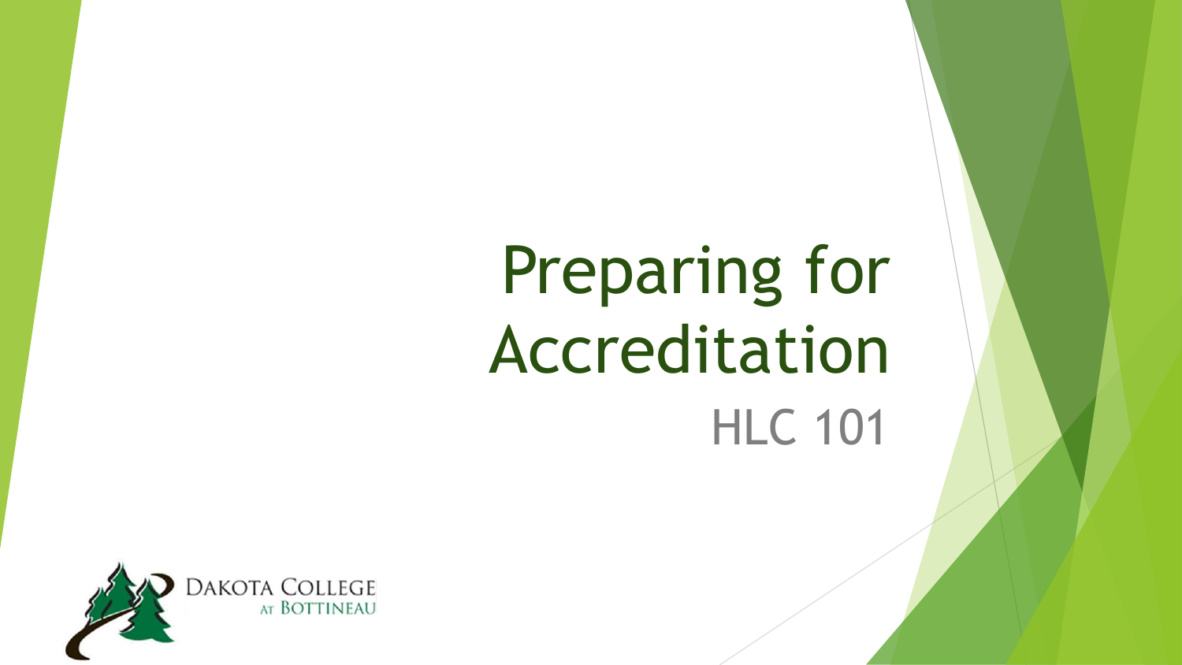# Preparing for Accreditation

## HLC 101

DAKOTA COLLEGE AT BOTTINEAU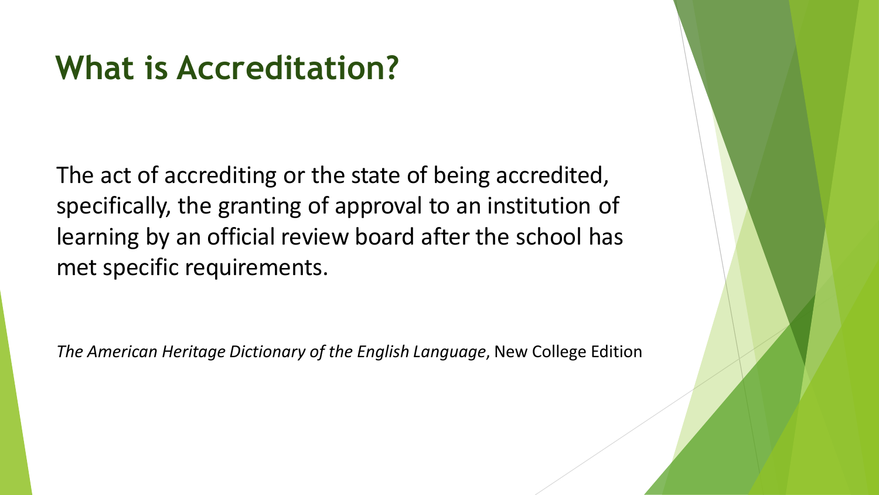# What is Accreditation?

The act of accrediting or the state of being accredited, specifically, the granting of approval to an institution of learning by an official review board after the school has met specific requirements.

*The American Heritage Dictionary of the English Language*, New College Edition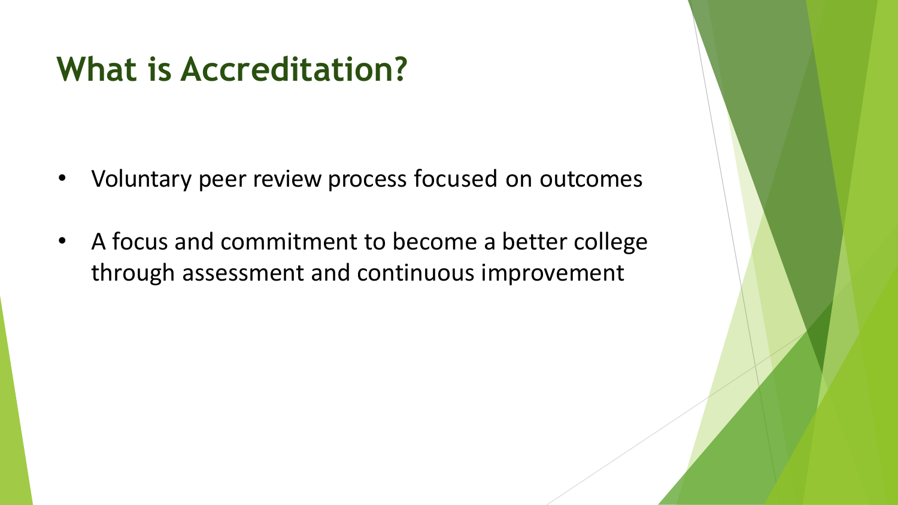# What is Accreditation?

- Voluntary peer review process focused on outcomes
- A focus and commitment to become a better college through assessment and continuous improvement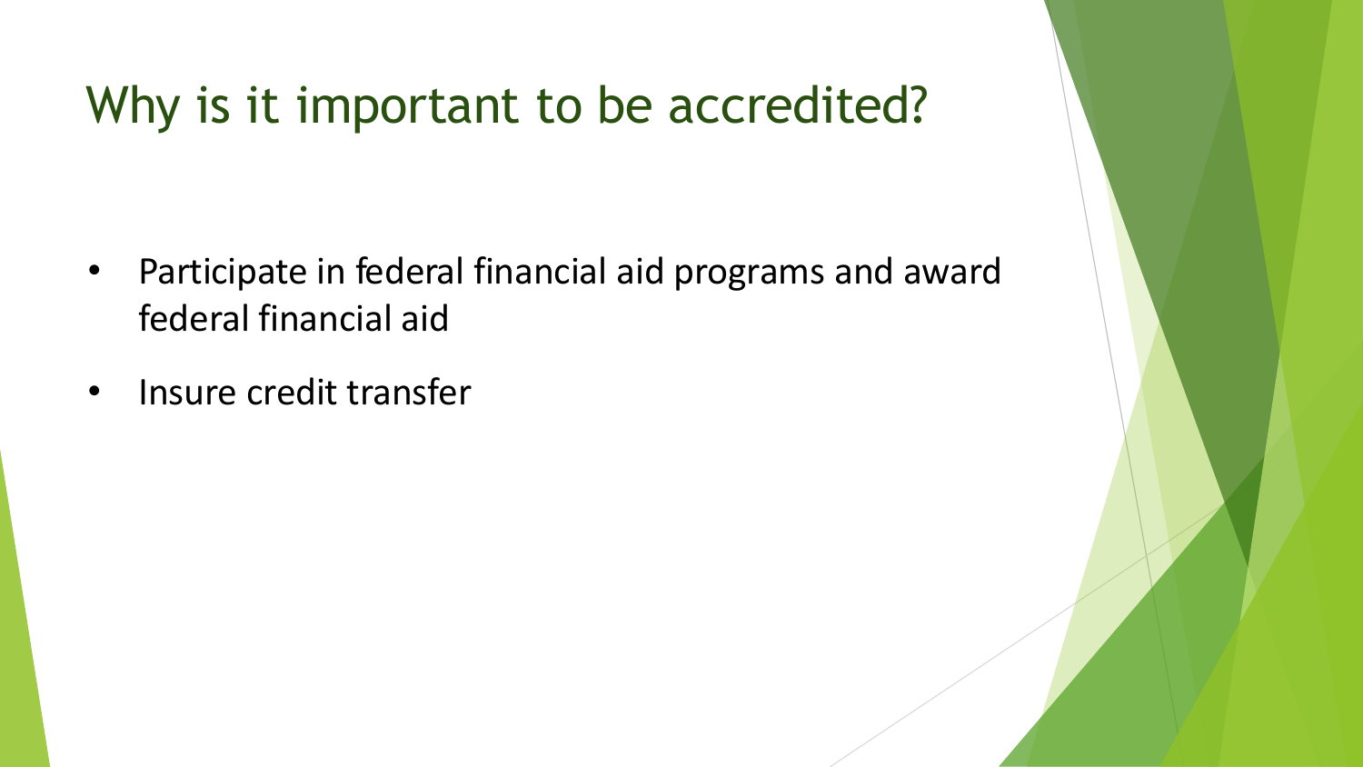# Why is it important to be accredited?

- Participate in federal financial aid programs and award federal financial aid
- Insure credit transfer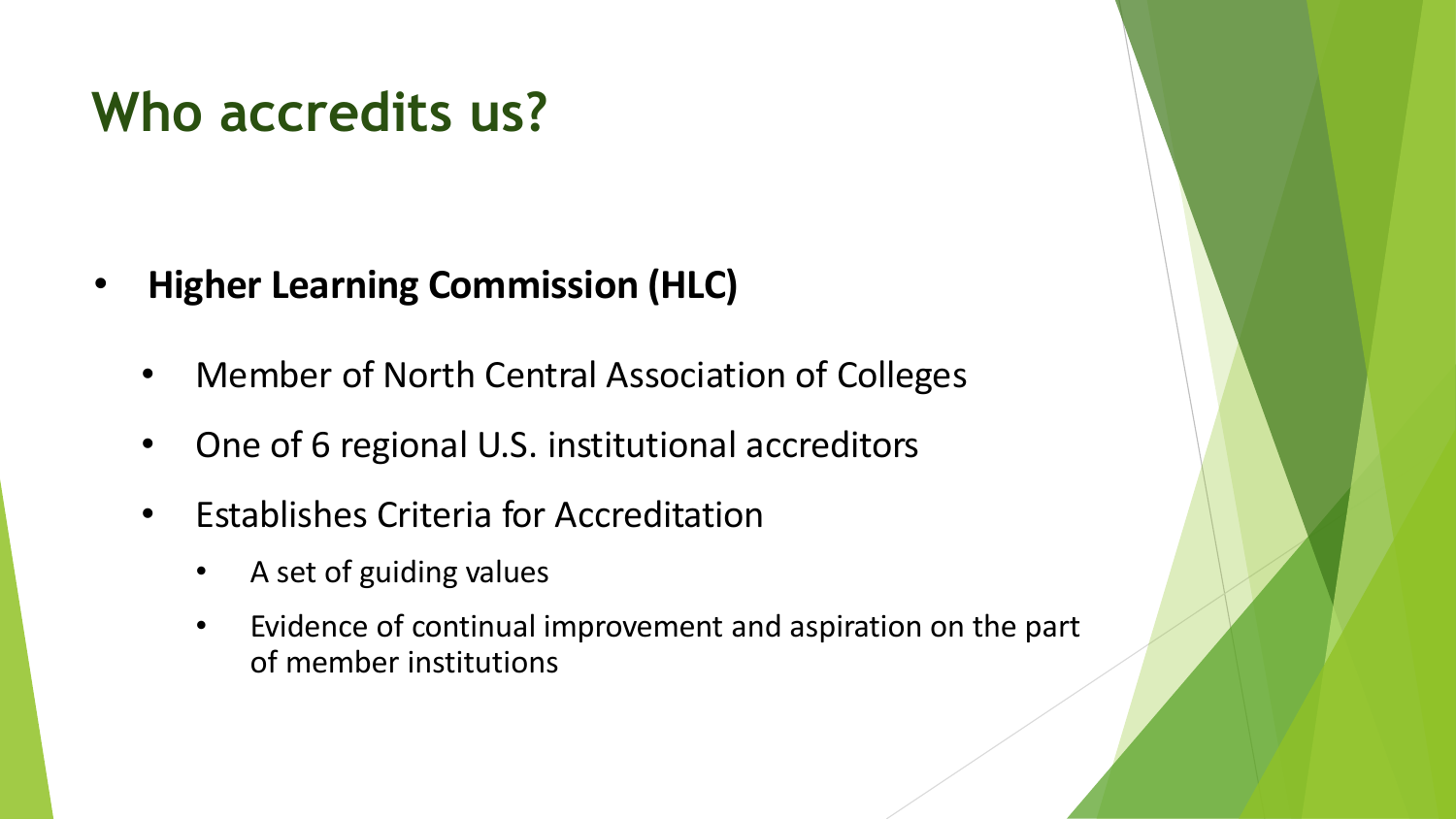# Who accredits us?

- **Higher Learning Commission (HLC)**
  - Member of North Central Association of Colleges
  - One of 6 regional U.S. institutional accreditors
  - Establishes Criteria for Accreditation
    - A set of guiding values
    - Evidence of continual improvement and aspiration on the part of member institutions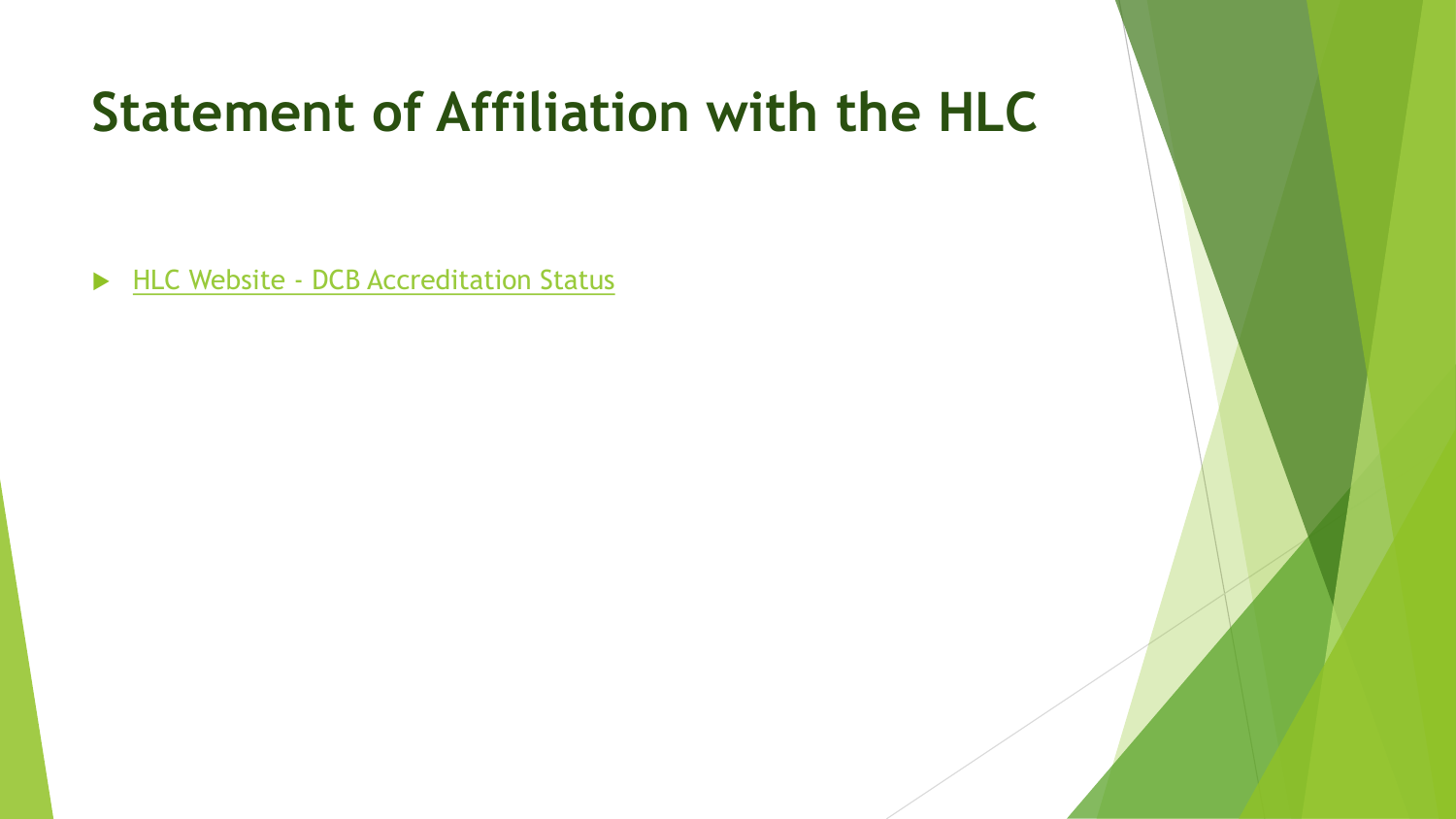# Statement of Affiliation with the HLC

- HLC Website - DCB Accreditation Status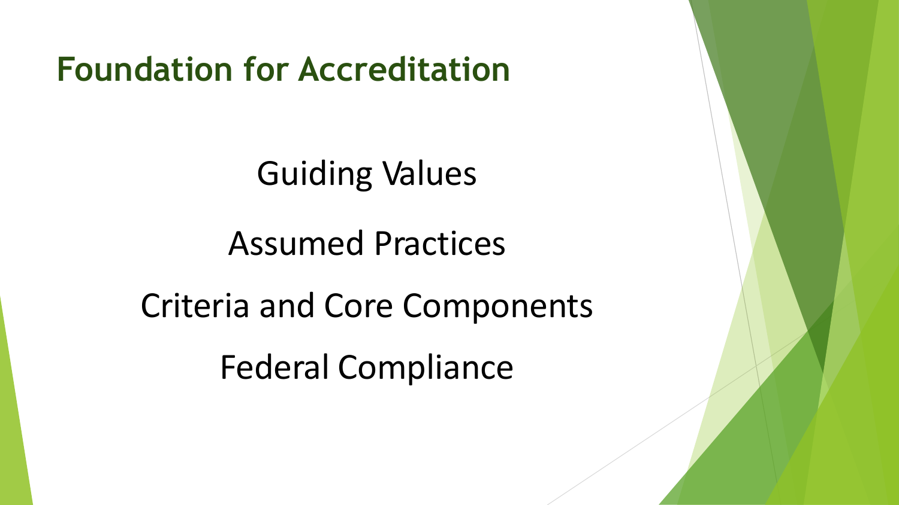# Foundation for Accreditation

Guiding Values

Assumed Practices

Criteria and Core Components

Federal Compliance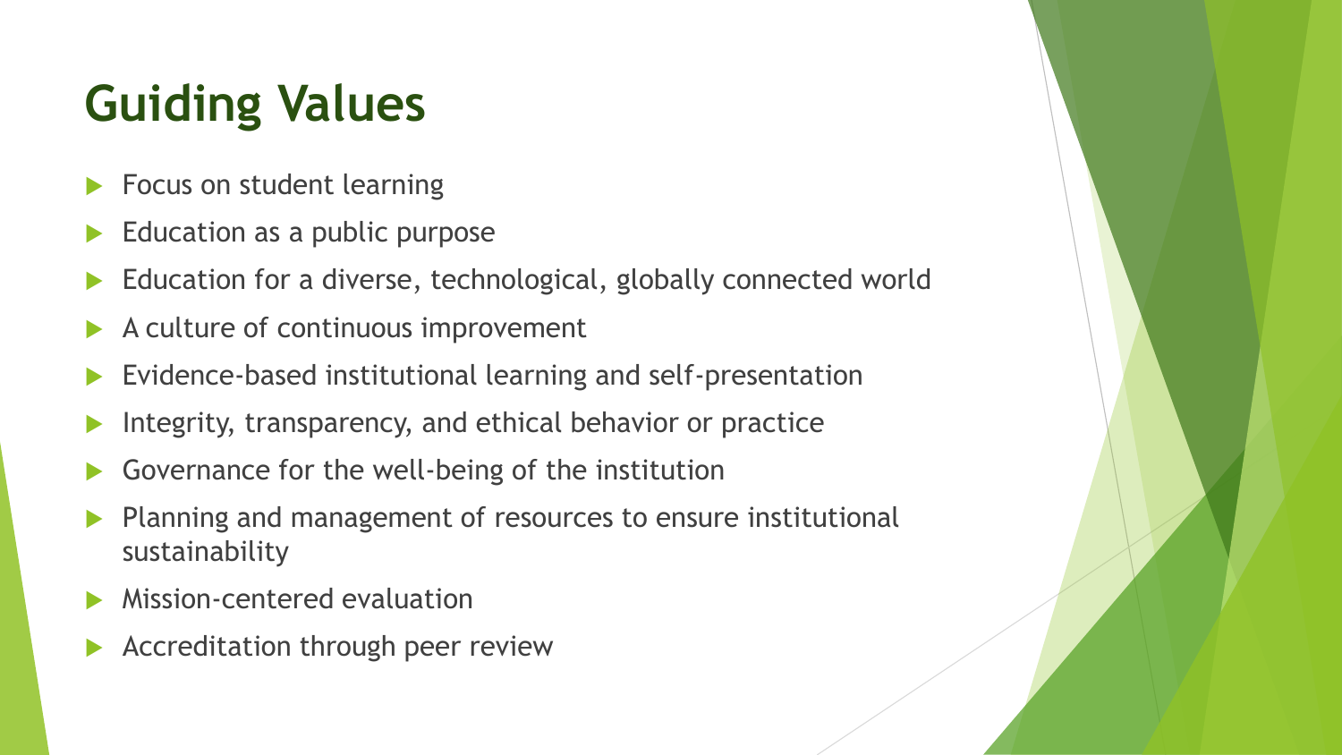# Guiding Values

- Focus on student learning
- Education as a public purpose
- Education for a diverse, technological, globally connected world
- A culture of continuous improvement
- Evidence-based institutional learning and self-presentation
- Integrity, transparency, and ethical behavior or practice
- Governance for the well-being of the institution
- Planning and management of resources to ensure institutional sustainability
- Mission-centered evaluation
- Accreditation through peer review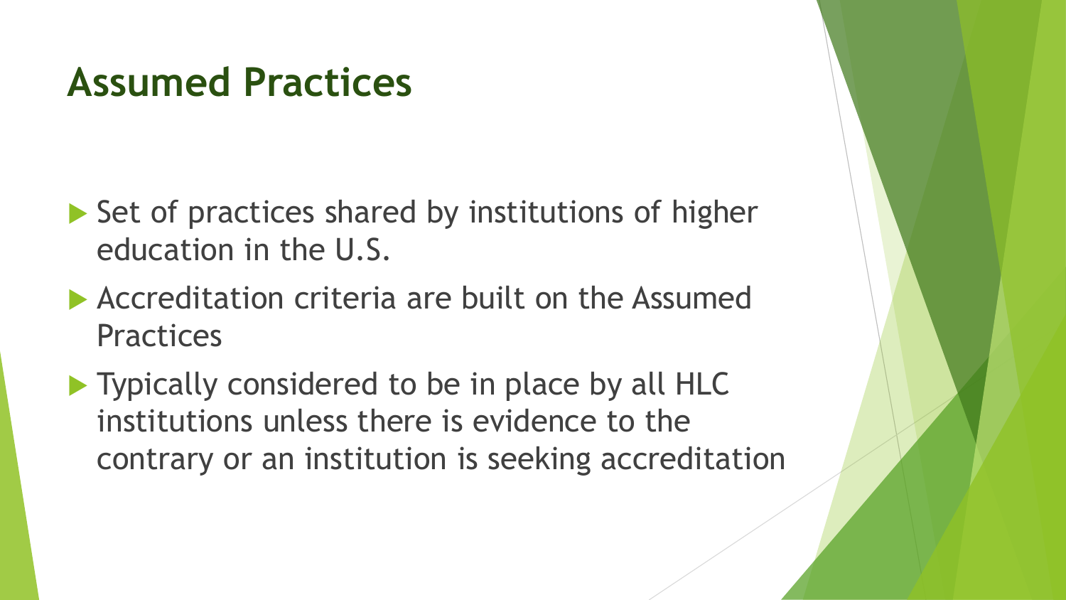# Assumed Practices

- Set of practices shared by institutions of higher education in the U.S.
- Accreditation criteria are built on the Assumed Practices
- Typically considered to be in place by all HLC institutions unless there is evidence to the contrary or an institution is seeking accreditation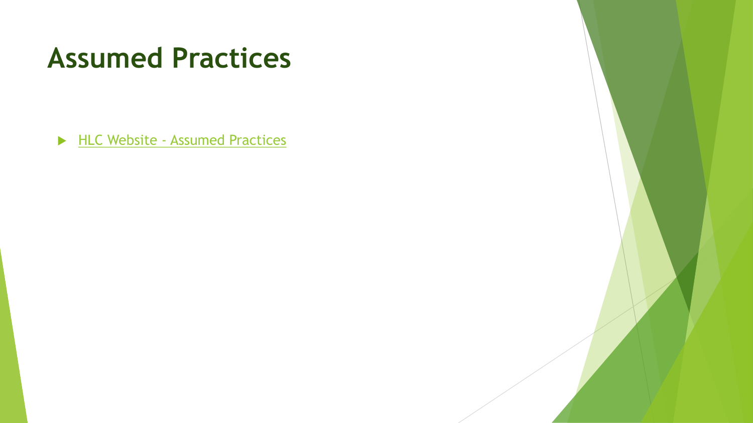# Assumed Practices

- HLC Website - Assumed Practices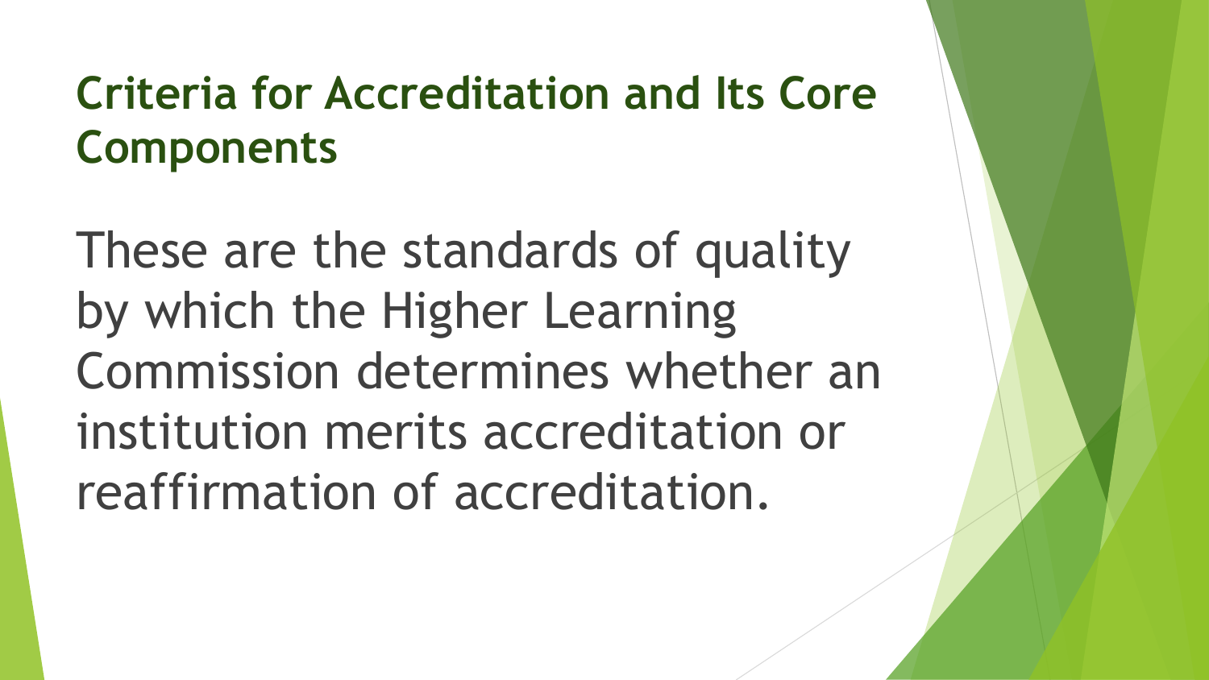## Criteria for Accreditation and Its Core Components

These are the standards of quality by which the Higher Learning Commission determines whether an institution merits accreditation or reaffirmation of accreditation.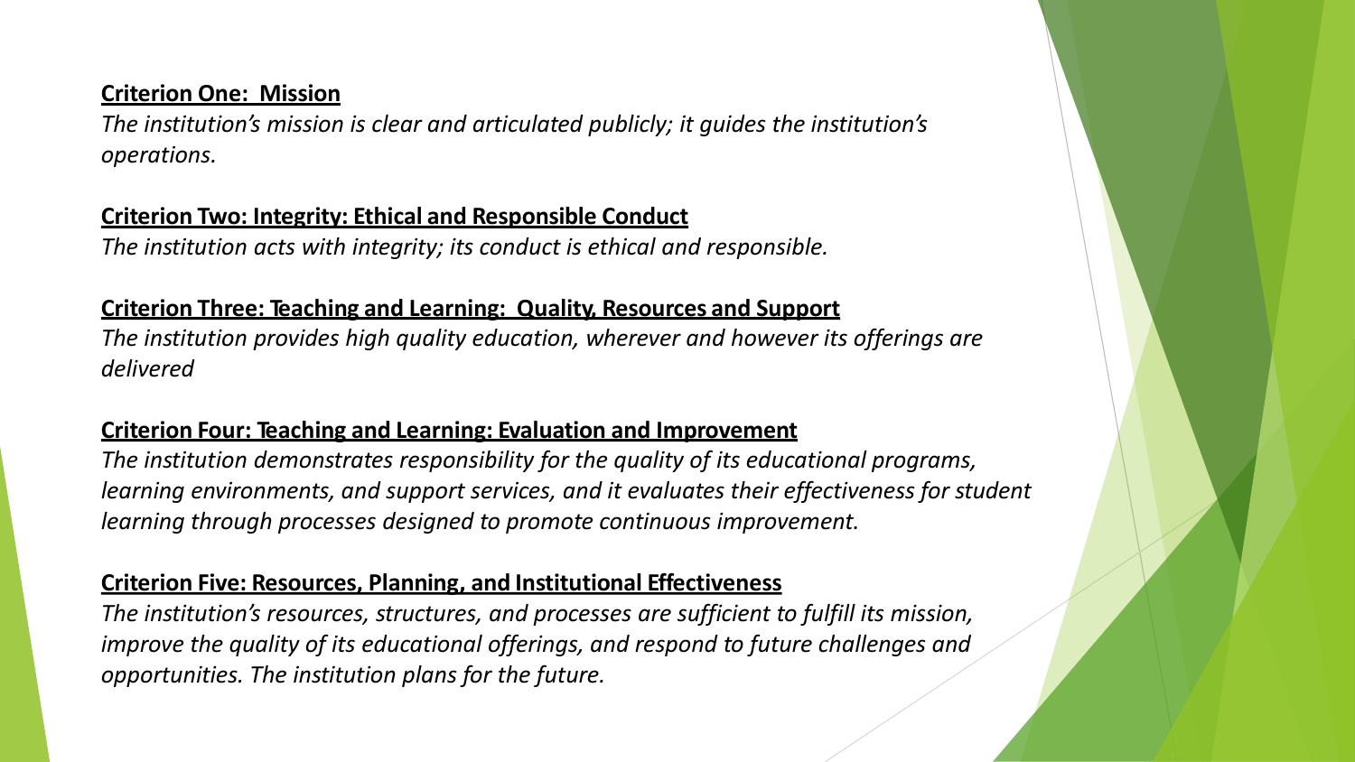**Criterion One: Mission**

*The institution's mission is clear and articulated publicly; it guides the institution's operations.*

**Criterion Two: Integrity: Ethical and Responsible Conduct**

*The institution acts with integrity; its conduct is ethical and responsible.*

**Criterion Three: Teaching and Learning: Quality, Resources and Support**

*The institution provides high quality education, wherever and however its offerings are delivered*

**Criterion Four: Teaching and Learning: Evaluation and Improvement**

*The institution demonstrates responsibility for the quality of its educational programs, learning environments, and support services, and it evaluates their effectiveness for student learning through processes designed to promote continuous improvement.*

**Criterion Five: Resources, Planning, and Institutional Effectiveness**

*The institution's resources, structures, and processes are sufficient to fulfill its mission, improve the quality of its educational offerings, and respond to future challenges and opportunities. The institution plans for the future.*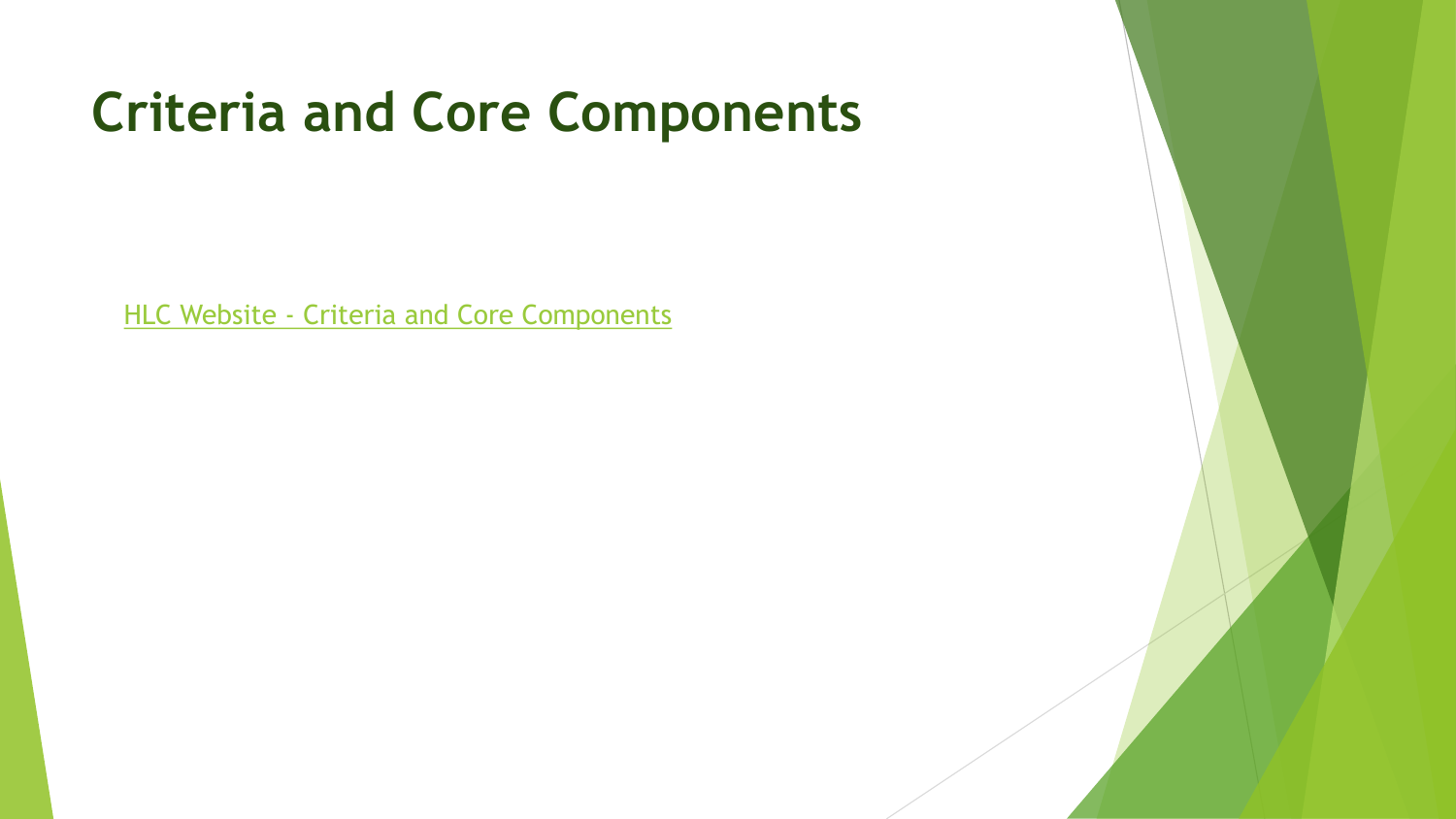# Criteria and Core Components

HLC Website - Criteria and Core Components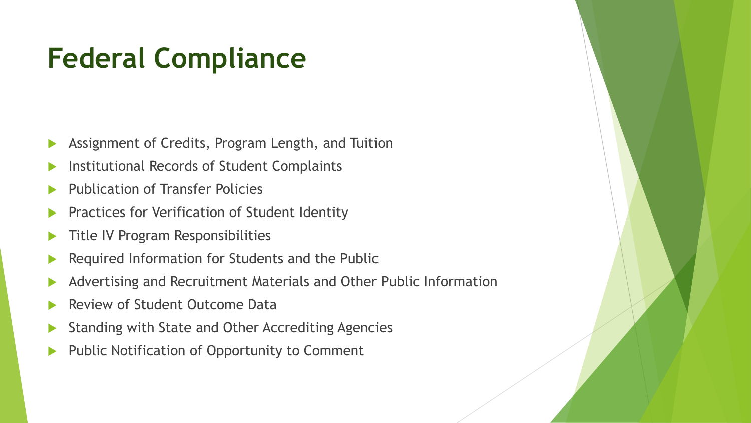# Federal Compliance

- Assignment of Credits, Program Length, and Tuition
- Institutional Records of Student Complaints
- Publication of Transfer Policies
- Practices for Verification of Student Identity
- Title IV Program Responsibilities
- Required Information for Students and the Public
- Advertising and Recruitment Materials and Other Public Information
- Review of Student Outcome Data
- Standing with State and Other Accrediting Agencies
- Public Notification of Opportunity to Comment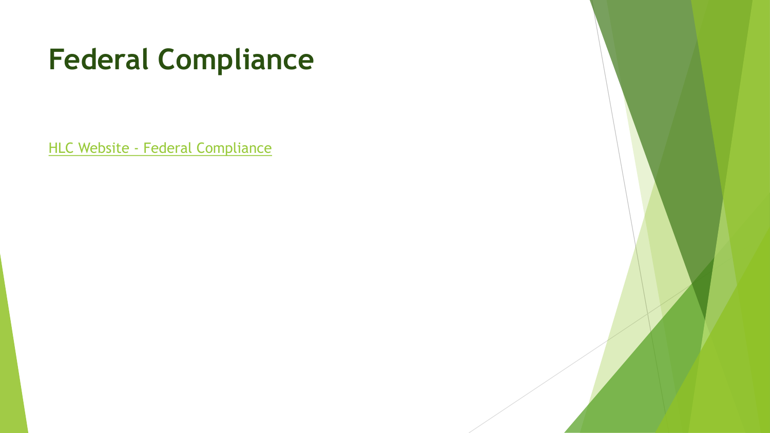# Federal Compliance

HLC Website - Federal Compliance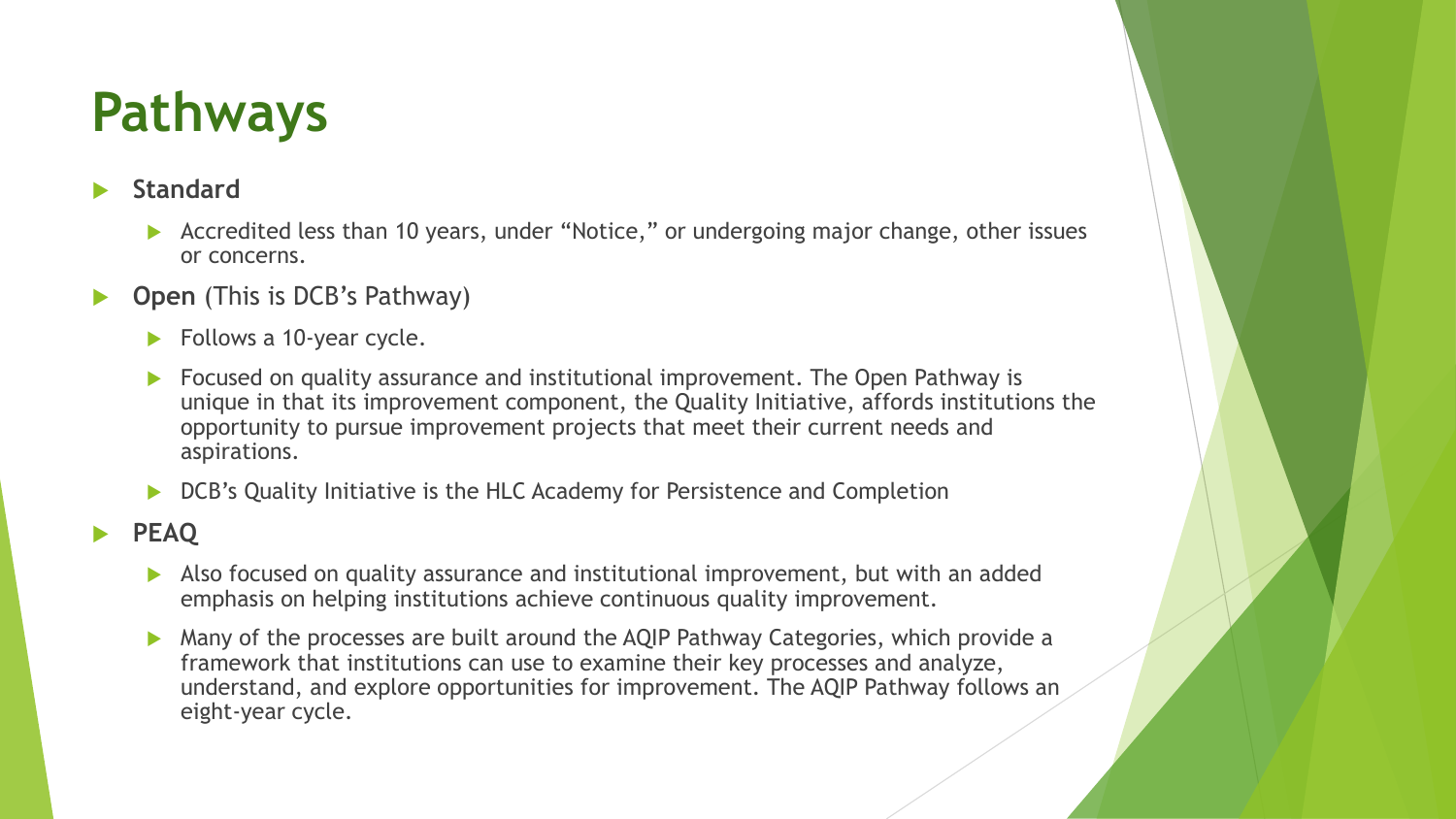# Pathways

- **Standard**
  - Accredited less than 10 years, under “Notice,” or undergoing major change, other issues or concerns.
- **Open** (This is DCB’s Pathway)
  - Follows a 10-year cycle.
  - Focused on quality assurance and institutional improvement. The Open Pathway is unique in that its improvement component, the Quality Initiative, affords institutions the opportunity to pursue improvement projects that meet their current needs and aspirations.
  - DCB’s Quality Initiative is the HLC Academy for Persistence and Completion
- **PEAQ**
  - Also focused on quality assurance and institutional improvement, but with an added emphasis on helping institutions achieve continuous quality improvement.
  - Many of the processes are built around the AQIP Pathway Categories, which provide a framework that institutions can use to examine their key processes and analyze, understand, and explore opportunities for improvement. The AQIP Pathway follows an eight-year cycle.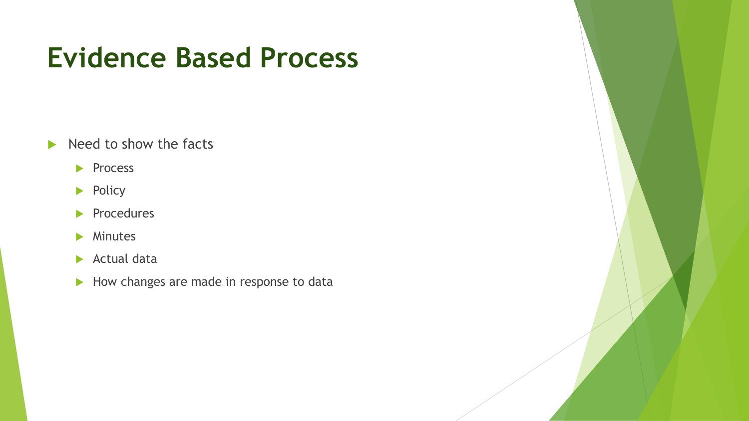# Evidence Based Process

- Need to show the facts
  - Process
  - Policy
  - Procedures
  - Minutes
  - Actual data
  - How changes are made in response to data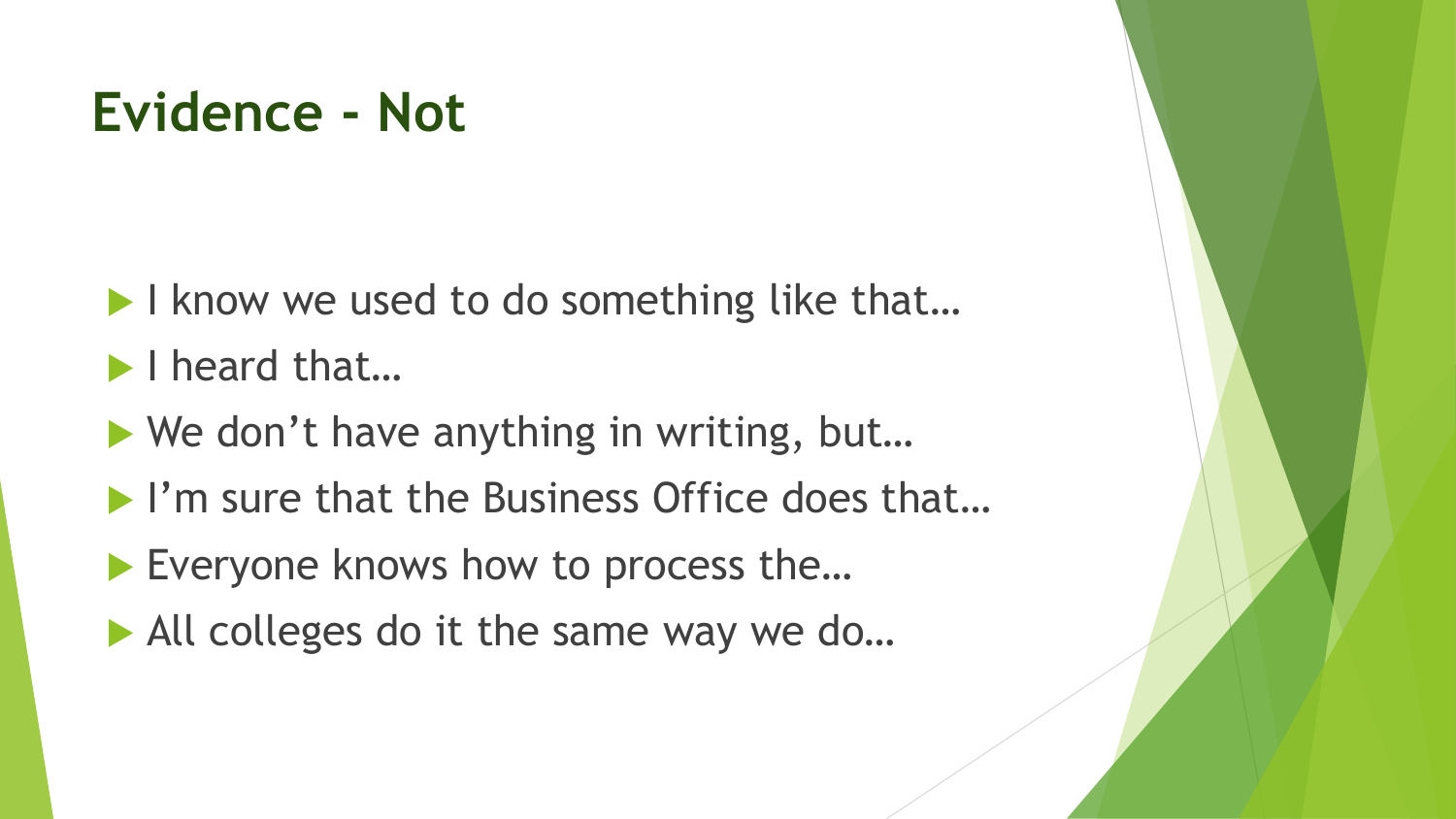# Evidence - Not

- I know we used to do something like that…
- I heard that…
- We don't have anything in writing, but…
- I'm sure that the Business Office does that…
- Everyone knows how to process the…
- All colleges do it the same way we do…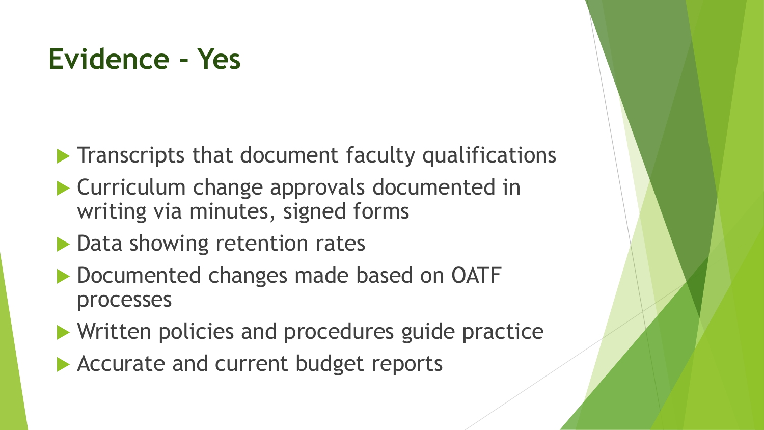# Evidence - Yes

- Transcripts that document faculty qualifications
- Curriculum change approvals documented in writing via minutes, signed forms
- Data showing retention rates
- Documented changes made based on OATF processes
- Written policies and procedures guide practice
- Accurate and current budget reports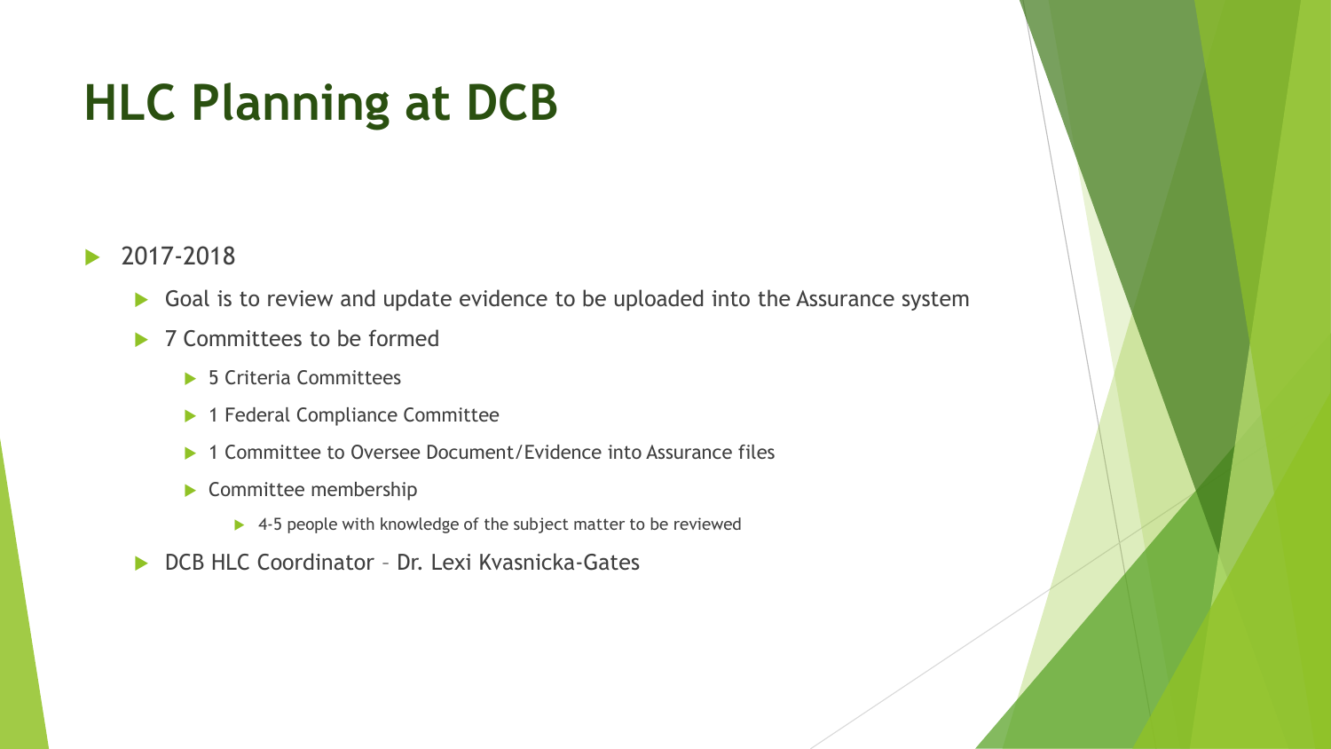# HLC Planning at DCB

- 2017-2018
  - Goal is to review and update evidence to be uploaded into the Assurance system
  - 7 Committees to be formed
    - 5 Criteria Committees
    - 1 Federal Compliance Committee
    - 1 Committee to Oversee Document/Evidence into Assurance files
    - Committee membership
      - 4-5 people with knowledge of the subject matter to be reviewed
  - DCB HLC Coordinator – Dr. Lexi Kvasnicka-Gates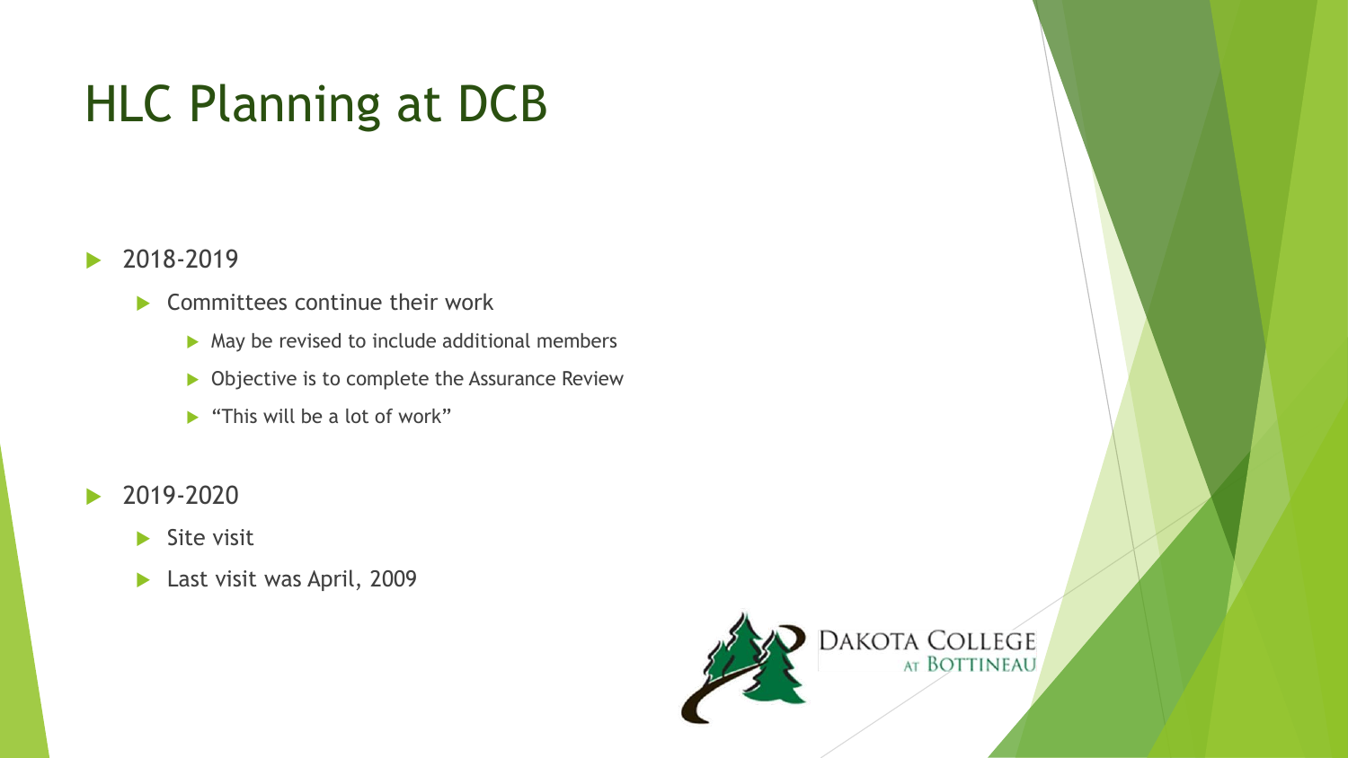# HLC Planning at DCB

- 2018-2019
  - Committees continue their work
    - May be revised to include additional members
    - Objective is to complete the Assurance Review
    - "This will be a lot of work"
- 2019-2020
  - Site visit
  - Last visit was April, 2009

DAKOTA COLLEGE AT BOTTINEAU